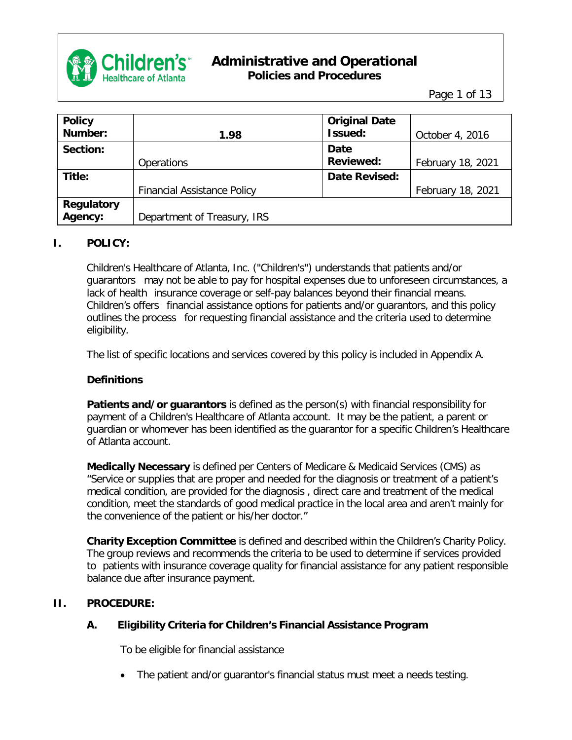# Administrative and Operational
## Policies and Procedures

| Policy Number: | 1.98 | Original Date Issued: | October 4, 2016 |
|---|---|---|---|
| Section: | Operations | Date Reviewed: | February 18, 2021 |
| Title: | Financial Assistance Policy | Date Revised: | February 18, 2021 |
| Regulatory Agency: | Department of Treasury, IRS | | |

## I. POLICY:

Children's Healthcare of Atlanta, Inc. ("Children's") understands that patients and/or guarantors may not be able to pay for hospital expenses due to unforeseen circumstances, a lack of health insurance coverage or self-pay balances beyond their financial means. Children's offers financial assistance options for patients and/or guarantors, and this policy outlines the process for requesting financial assistance and the criteria used to determine eligibility.

The list of specific locations and services covered by this policy is included in Appendix A.

### Definitions

**Patients and/or guarantors** is defined as the person(s) with financial responsibility for payment of a Children's Healthcare of Atlanta account. It may be the patient, a parent or guardian or whomever has been identified as the guarantor for a specific Children's Healthcare of Atlanta account.

**Medically Necessary** is defined per Centers of Medicare & Medicaid Services (CMS) as "Service or supplies that are proper and needed for the diagnosis or treatment of a patient's medical condition, are provided for the diagnosis , direct care and treatment of the medical condition, meet the standards of good medical practice in the local area and aren't mainly for the convenience of the patient or his/her doctor."

**Charity Exception Committee** is defined and described within the Children's Charity Policy. The group reviews and recommends the criteria to be used to determine if services provided to patients with insurance coverage quality for financial assistance for any patient responsible balance due after insurance payment.

## II. PROCEDURE:

### A. Eligibility Criteria for Children's Financial Assistance Program

To be eligible for financial assistance

- The patient and/or guarantor's financial status must meet a needs testing.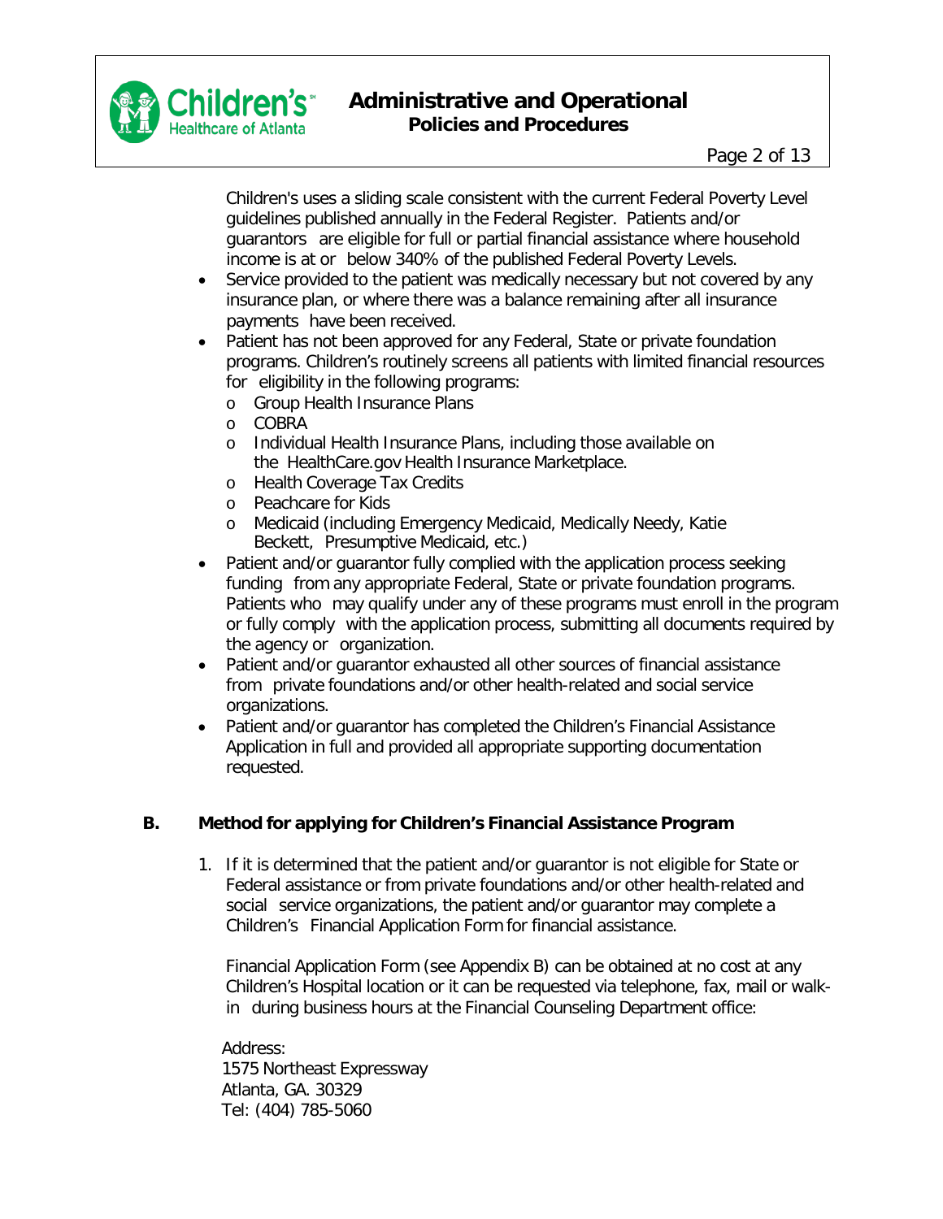Children's uses a sliding scale consistent with the current Federal Poverty Level guidelines published annually in the Federal Register. Patients and/or guarantors are eligible for full or partial financial assistance where household income is at or below 340% of the published Federal Poverty Levels.

- Service provided to the patient was medically necessary but not covered by any insurance plan, or where there was a balance remaining after all insurance payments have been received.
- Patient has not been approved for any Federal, State or private foundation programs. Children's routinely screens all patients with limited financial resources for eligibility in the following programs:
  - Group Health Insurance Plans
  - COBRA
  - Individual Health Insurance Plans, including those available on the HealthCare.gov Health Insurance Marketplace.
  - Health Coverage Tax Credits
  - Peachcare for Kids
  - Medicaid (including Emergency Medicaid, Medically Needy, Katie Beckett, Presumptive Medicaid, etc.)
- Patient and/or guarantor fully complied with the application process seeking funding from any appropriate Federal, State or private foundation programs. Patients who may qualify under any of these programs must enroll in the program or fully comply with the application process, submitting all documents required by the agency or organization.
- Patient and/or guarantor exhausted all other sources of financial assistance from private foundations and/or other health-related and social service organizations.
- Patient and/or guarantor has completed the Children's Financial Assistance Application in full and provided all appropriate supporting documentation requested.

**B. Method for applying for Children's Financial Assistance Program**

1. If it is determined that the patient and/or guarantor is not eligible for State or Federal assistance or from private foundations and/or other health-related and social service organizations, the patient and/or guarantor may complete a Children's Financial Application Form for financial assistance.

   Financial Application Form (see Appendix B) can be obtained at no cost at any Children's Hospital location or it can be requested via telephone, fax, mail or walk-in during business hours at the Financial Counseling Department office:

   Address:
   1575 Northeast Expressway
   Atlanta, GA. 30329
   Tel: (404) 785-5060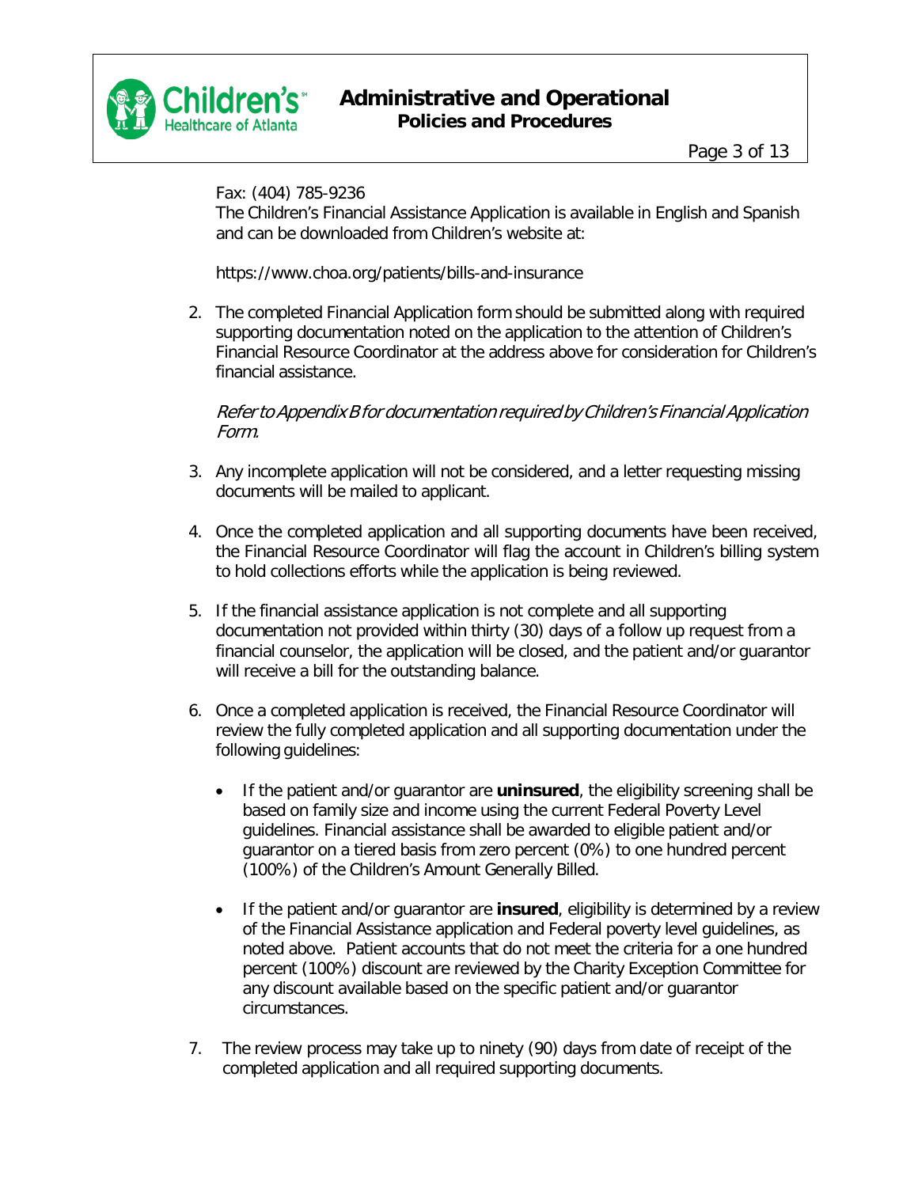Fax: (404) 785-9236
The Children's Financial Assistance Application is available in English and Spanish and can be downloaded from Children's website at:

https://www.choa.org/patients/bills-and-insurance

2. The completed Financial Application form should be submitted along with required supporting documentation noted on the application to the attention of Children's Financial Resource Coordinator at the address above for consideration for Children's financial assistance.

   *Refer to Appendix B for documentation required by Children's Financial Application Form.*

3. Any incomplete application will not be considered, and a letter requesting missing documents will be mailed to applicant.

4. Once the completed application and all supporting documents have been received, the Financial Resource Coordinator will flag the account in Children's billing system to hold collections efforts while the application is being reviewed.

5. If the financial assistance application is not complete and all supporting documentation not provided within thirty (30) days of a follow up request from a financial counselor, the application will be closed, and the patient and/or guarantor will receive a bill for the outstanding balance.

6. Once a completed application is received, the Financial Resource Coordinator will review the fully completed application and all supporting documentation under the following guidelines:

   - If the patient and/or guarantor are **uninsured**, the eligibility screening shall be based on family size and income using the current Federal Poverty Level guidelines. Financial assistance shall be awarded to eligible patient and/or guarantor on a tiered basis from zero percent (0%) to one hundred percent (100%) of the Children's Amount Generally Billed.

   - If the patient and/or guarantor are **insured**, eligibility is determined by a review of the Financial Assistance application and Federal poverty level guidelines, as noted above. Patient accounts that do not meet the criteria for a one hundred percent (100%) discount are reviewed by the Charity Exception Committee for any discount available based on the specific patient and/or guarantor circumstances.

7. The review process may take up to ninety (90) days from date of receipt of the completed application and all required supporting documents.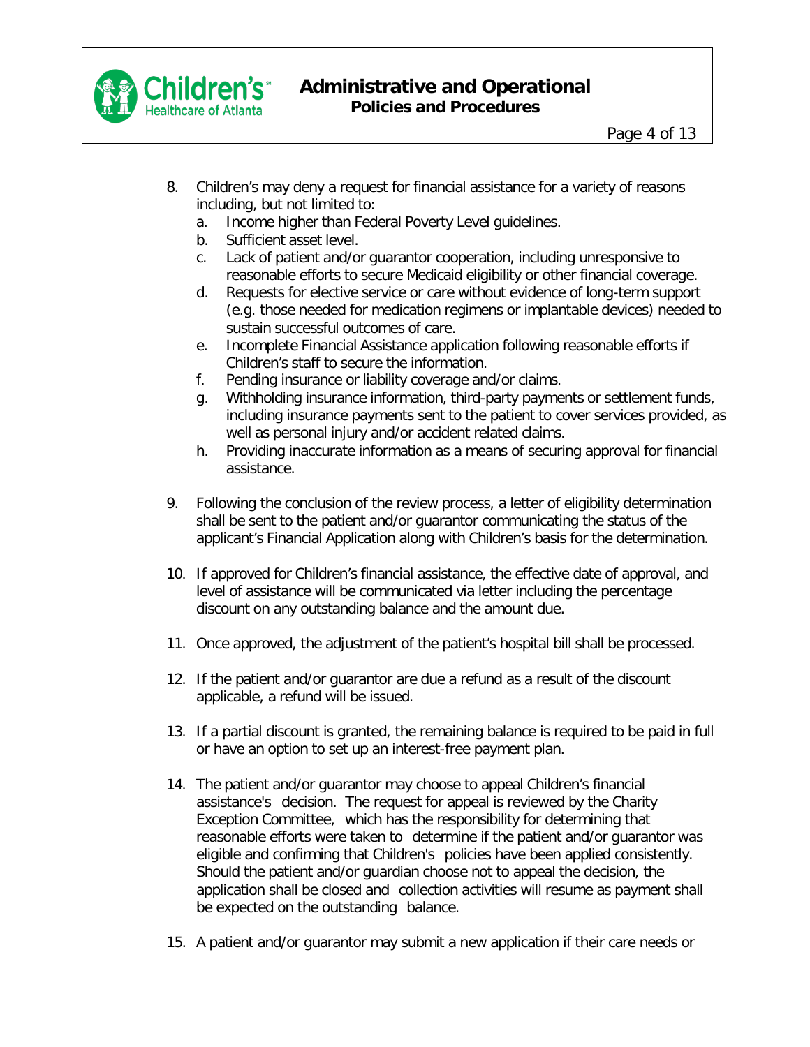8. Children's may deny a request for financial assistance for a variety of reasons including, but not limited to:
   a. Income higher than Federal Poverty Level guidelines.
   b. Sufficient asset level.
   c. Lack of patient and/or guarantor cooperation, including unresponsive to reasonable efforts to secure Medicaid eligibility or other financial coverage.
   d. Requests for elective service or care without evidence of long-term support (e.g. those needed for medication regimens or implantable devices) needed to sustain successful outcomes of care.
   e. Incomplete Financial Assistance application following reasonable efforts if Children's staff to secure the information.
   f. Pending insurance or liability coverage and/or claims.
   g. Withholding insurance information, third-party payments or settlement funds, including insurance payments sent to the patient to cover services provided, as well as personal injury and/or accident related claims.
   h. Providing inaccurate information as a means of securing approval for financial assistance.

9. Following the conclusion of the review process, a letter of eligibility determination shall be sent to the patient and/or guarantor communicating the status of the applicant's Financial Application along with Children's basis for the determination.

10. If approved for Children's financial assistance, the effective date of approval, and level of assistance will be communicated via letter including the percentage discount on any outstanding balance and the amount due.

11. Once approved, the adjustment of the patient's hospital bill shall be processed.

12. If the patient and/or guarantor are due a refund as a result of the discount applicable, a refund will be issued.

13. If a partial discount is granted, the remaining balance is required to be paid in full or have an option to set up an interest-free payment plan.

14. The patient and/or guarantor may choose to appeal Children's financial assistance's decision. The request for appeal is reviewed by the Charity Exception Committee, which has the responsibility for determining that reasonable efforts were taken to determine if the patient and/or guarantor was eligible and confirming that Children's policies have been applied consistently. Should the patient and/or guardian choose not to appeal the decision, the application shall be closed and collection activities will resume as payment shall be expected on the outstanding balance.

15. A patient and/or guarantor may submit a new application if their care needs or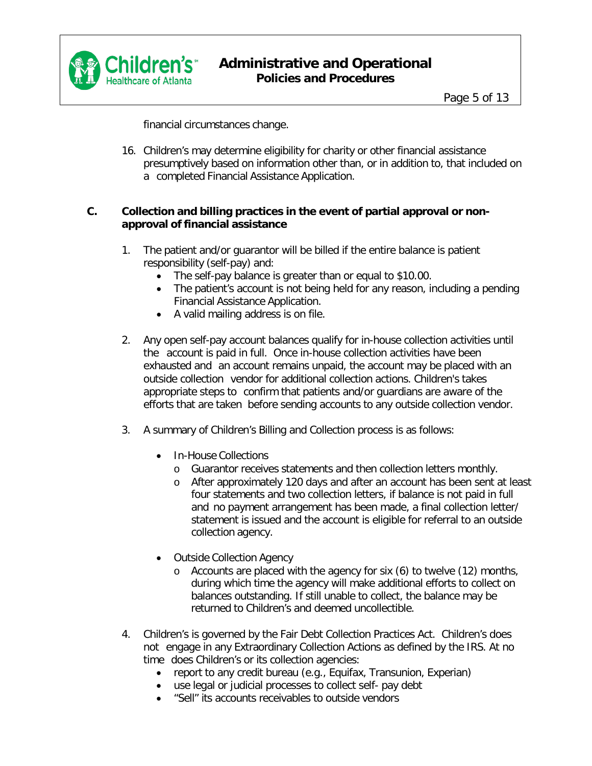financial circumstances change.

16. Children's may determine eligibility for charity or other financial assistance presumptively based on information other than, or in addition to, that included on a completed Financial Assistance Application.

## C. Collection and billing practices in the event of partial approval or non-approval of financial assistance

1. The patient and/or guarantor will be billed if the entire balance is patient responsibility (self-pay) and:
   - The self-pay balance is greater than or equal to $10.00.
   - The patient's account is not being held for any reason, including a pending Financial Assistance Application.
   - A valid mailing address is on file.

2. Any open self-pay account balances qualify for in-house collection activities until the account is paid in full. Once in-house collection activities have been exhausted and an account remains unpaid, the account may be placed with an outside collection vendor for additional collection actions. Children's takes appropriate steps to confirm that patients and/or guardians are aware of the efforts that are taken before sending accounts to any outside collection vendor.

3. A summary of Children's Billing and Collection process is as follows:

   - In-House Collections
     - Guarantor receives statements and then collection letters monthly.
     - After approximately 120 days and after an account has been sent at least four statements and two collection letters, if balance is not paid in full and no payment arrangement has been made, a final collection letter/ statement is issued and the account is eligible for referral to an outside collection agency.

   - Outside Collection Agency
     - Accounts are placed with the agency for six (6) to twelve (12) months, during which time the agency will make additional efforts to collect on balances outstanding. If still unable to collect, the balance may be returned to Children's and deemed uncollectible.

4. Children's is governed by the Fair Debt Collection Practices Act. Children's does not engage in any Extraordinary Collection Actions as defined by the IRS. At no time does Children's or its collection agencies:
   - report to any credit bureau (e.g., Equifax, Transunion, Experian)
   - use legal or judicial processes to collect self- pay debt
   - "Sell" its accounts receivables to outside vendors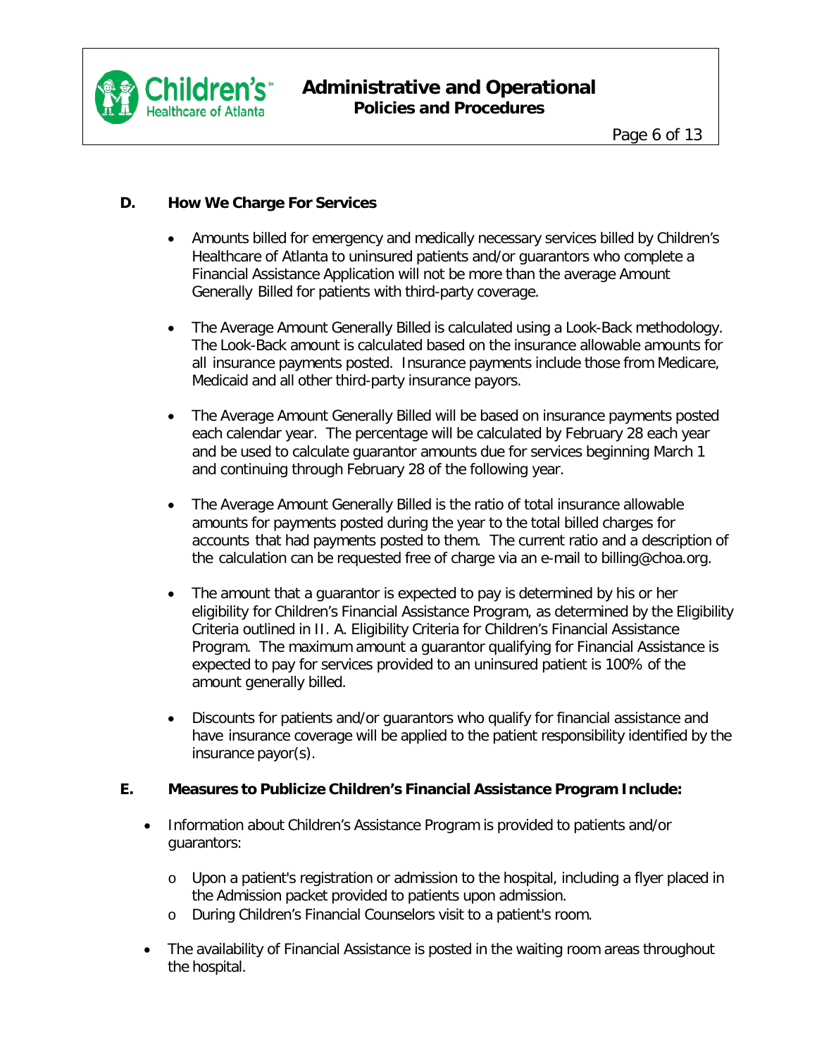## D. How We Charge For Services

- Amounts billed for emergency and medically necessary services billed by Children's Healthcare of Atlanta to uninsured patients and/or guarantors who complete a Financial Assistance Application will not be more than the average Amount Generally Billed for patients with third-party coverage.

- The Average Amount Generally Billed is calculated using a Look-Back methodology. The Look-Back amount is calculated based on the insurance allowable amounts for all insurance payments posted. Insurance payments include those from Medicare, Medicaid and all other third-party insurance payors.

- The Average Amount Generally Billed will be based on insurance payments posted each calendar year. The percentage will be calculated by February 28 each year and be used to calculate guarantor amounts due for services beginning March 1 and continuing through February 28 of the following year.

- The Average Amount Generally Billed is the ratio of total insurance allowable amounts for payments posted during the year to the total billed charges for accounts that had payments posted to them. The current ratio and a description of the calculation can be requested free of charge via an e-mail to billing@choa.org.

- The amount that a guarantor is expected to pay is determined by his or her eligibility for Children's Financial Assistance Program, as determined by the Eligibility Criteria outlined in II. A. Eligibility Criteria for Children's Financial Assistance Program. The maximum amount a guarantor qualifying for Financial Assistance is expected to pay for services provided to an uninsured patient is 100% of the amount generally billed.

- Discounts for patients and/or guarantors who qualify for financial assistance and have insurance coverage will be applied to the patient responsibility identified by the insurance payor(s).

## E. Measures to Publicize Children's Financial Assistance Program Include:

- Information about Children's Assistance Program is provided to patients and/or guarantors:
  - Upon a patient's registration or admission to the hospital, including a flyer placed in the Admission packet provided to patients upon admission.
  - During Children's Financial Counselors visit to a patient's room.

- The availability of Financial Assistance is posted in the waiting room areas throughout the hospital.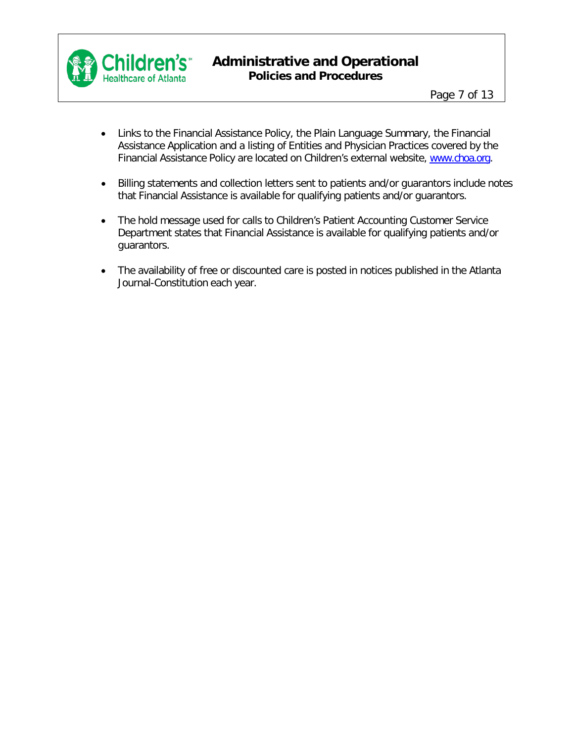- Links to the Financial Assistance Policy, the Plain Language Summary, the Financial Assistance Application and a listing of Entities and Physician Practices covered by the Financial Assistance Policy are located on Children's external website, [www.choa.org](http://www.choa.org).

- Billing statements and collection letters sent to patients and/or guarantors include notes that Financial Assistance is available for qualifying patients and/or guarantors.

- The hold message used for calls to Children's Patient Accounting Customer Service Department states that Financial Assistance is available for qualifying patients and/or guarantors.

- The availability of free or discounted care is posted in notices published in the Atlanta Journal-Constitution each year.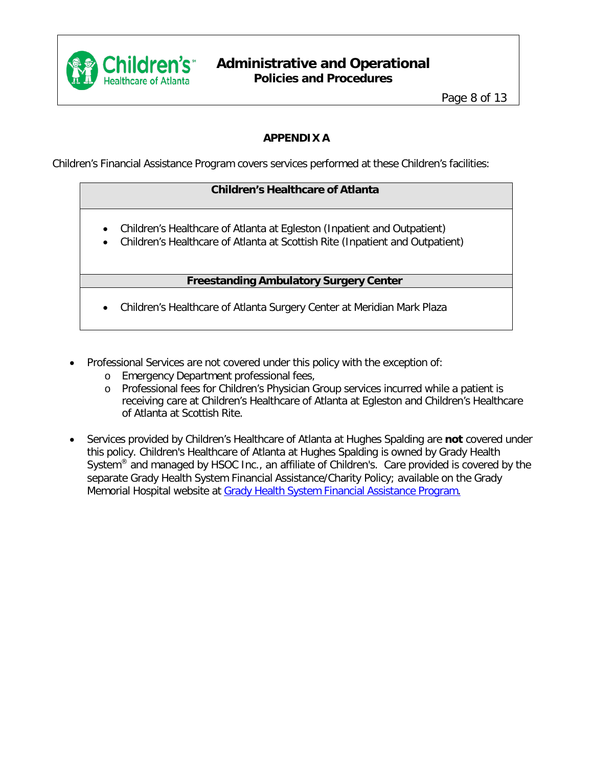## APPENDIX A

Children's Financial Assistance Program covers services performed at these Children's facilities:

| Children's Healthcare of Atlanta |
| --- |
| • Children's Healthcare of Atlanta at Egleston (Inpatient and Outpatient)<br>• Children's Healthcare of Atlanta at Scottish Rite (Inpatient and Outpatient) |
| **Freestanding Ambulatory Surgery Center** |
| • Children's Healthcare of Atlanta Surgery Center at Meridian Mark Plaza |

- Professional Services are not covered under this policy with the exception of:
  - Emergency Department professional fees,
  - Professional fees for Children's Physician Group services incurred while a patient is receiving care at Children's Healthcare of Atlanta at Egleston and Children's Healthcare of Atlanta at Scottish Rite.
- Services provided by Children's Healthcare of Atlanta at Hughes Spalding are **not** covered under this policy. Children's Healthcare of Atlanta at Hughes Spalding is owned by Grady Health System® and managed by HSOC Inc., an affiliate of Children's. Care provided is covered by the separate Grady Health System Financial Assistance/Charity Policy; available on the Grady Memorial Hospital website at Grady Health System Financial Assistance Program.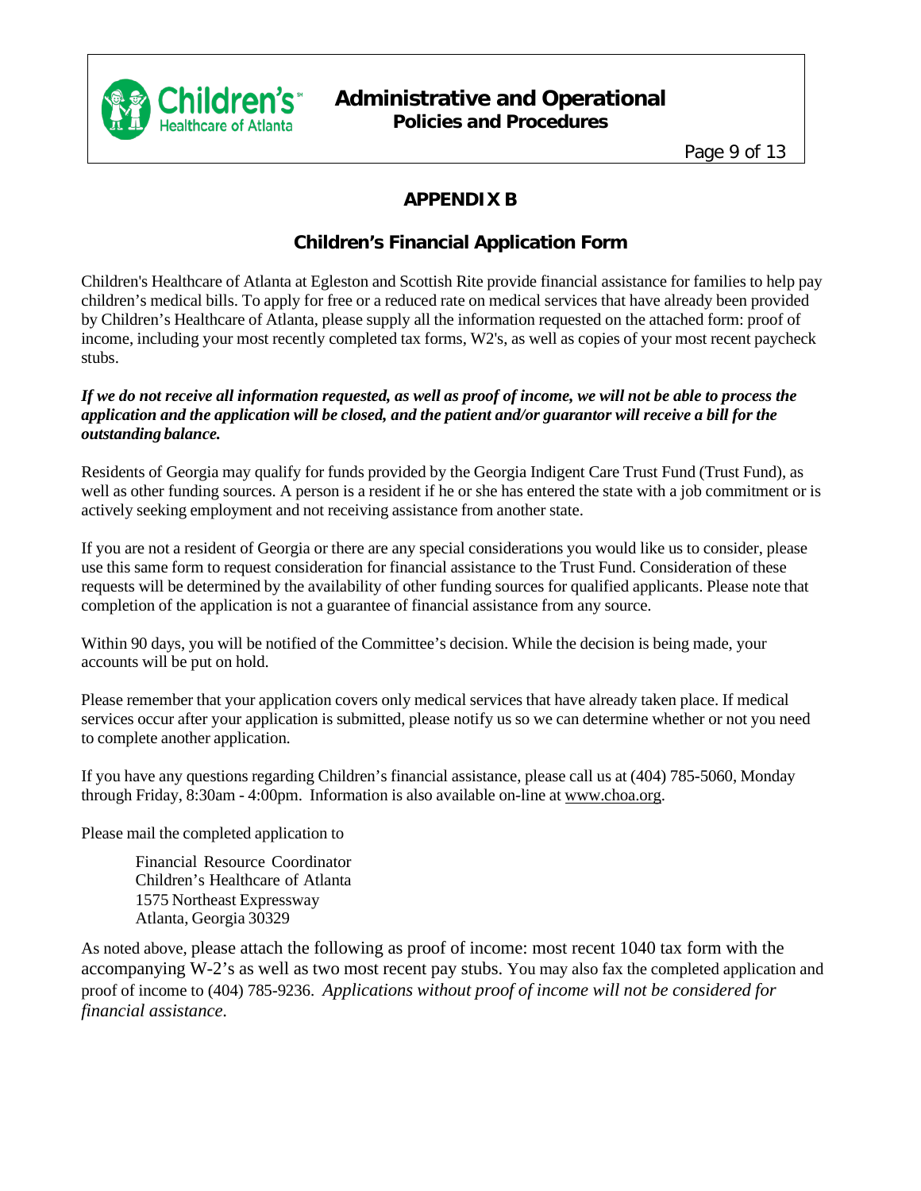# APPENDIX B

## Children's Financial Application Form

Children's Healthcare of Atlanta at Egleston and Scottish Rite provide financial assistance for families to help pay children's medical bills. To apply for free or a reduced rate on medical services that have already been provided by Children's Healthcare of Atlanta, please supply all the information requested on the attached form: proof of income, including your most recently completed tax forms, W2's, as well as copies of your most recent paycheck stubs.

***If we do not receive all information requested, as well as proof of income, we will not be able to process the application and the application will be closed, and the patient and/or guarantor will receive a bill for the outstanding balance.***

Residents of Georgia may qualify for funds provided by the Georgia Indigent Care Trust Fund (Trust Fund), as well as other funding sources. A person is a resident if he or she has entered the state with a job commitment or is actively seeking employment and not receiving assistance from another state.

If you are not a resident of Georgia or there are any special considerations you would like us to consider, please use this same form to request consideration for financial assistance to the Trust Fund. Consideration of these requests will be determined by the availability of other funding sources for qualified applicants. Please note that completion of the application is not a guarantee of financial assistance from any source.

Within 90 days, you will be notified of the Committee's decision. While the decision is being made, your accounts will be put on hold.

Please remember that your application covers only medical services that have already taken place. If medical services occur after your application is submitted, please notify us so we can determine whether or not you need to complete another application.

If you have any questions regarding Children's financial assistance, please call us at (404) 785-5060, Monday through Friday, 8:30am - 4:00pm. Information is also available on-line at www.choa.org.

Please mail the completed application to

Financial Resource Coordinator
Children's Healthcare of Atlanta
1575 Northeast Expressway
Atlanta, Georgia 30329

As noted above, please attach the following as proof of income: most recent 1040 tax form with the accompanying W-2's as well as two most recent pay stubs. You may also fax the completed application and proof of income to (404) 785-9236. *Applications without proof of income will not be considered for financial assistance.*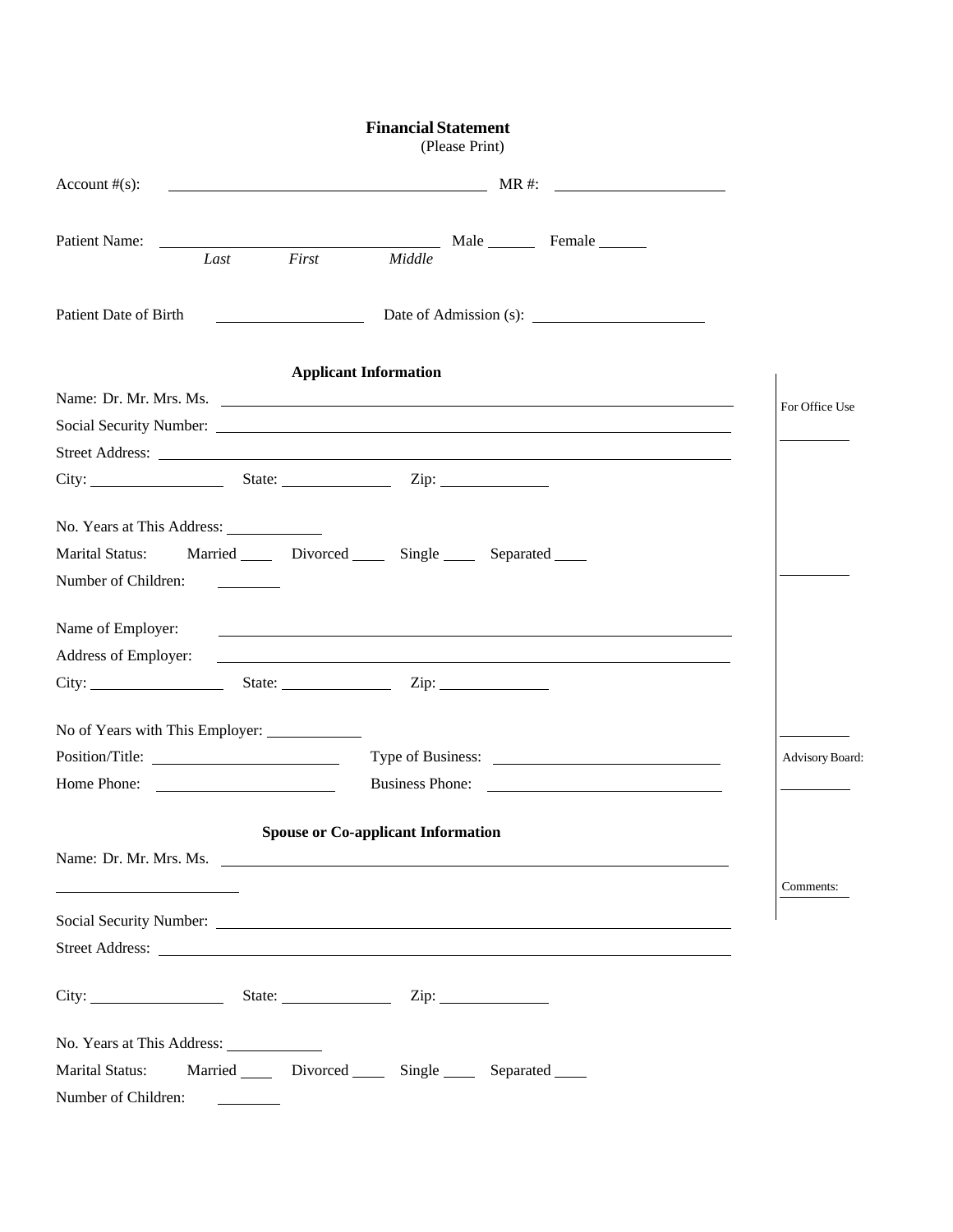# Financial Statement

(Please Print)

Account #(s): ______________________________ MR #: ____________________

Patient Name: ______________________________ Male ______ Female ______

*Last* *First* *Middle*

Patient Date of Birth ____________________ Date of Admission (s): ____________________

## Applicant Information

Name: Dr. Mr. Mrs. Ms. ____________________________________________

Social Security Number: ____________________________________________

Street Address: ____________________________________________

City: ________________ State: ______________ Zip: ______________

No. Years at This Address: ____________

Marital Status: Married ____ Divorced ____ Single ____ Separated ____

Number of Children: ________

Name of Employer: ____________________________________________

Address of Employer: ____________________________________________

City: ________________ State: ______________ Zip: ______________

No of Years with This Employer: ____________

Position/Title: ____________________ Type of Business: ____________________

Home Phone: ____________________ Business Phone: ____________________

## Spouse or Co-applicant Information

Name: Dr. Mr. Mrs. Ms. ____________________________________________

____________________

Social Security Number: ____________________________________________

Street Address: ____________________________________________

City: ________________ State: ______________ Zip: ______________

No. Years at This Address: ____________

Marital Status: Married ____ Divorced ____ Single ____ Separated ____

Number of Children: ________

For Office Use

__________

__________

__________

Advisory Board:

__________

Comments: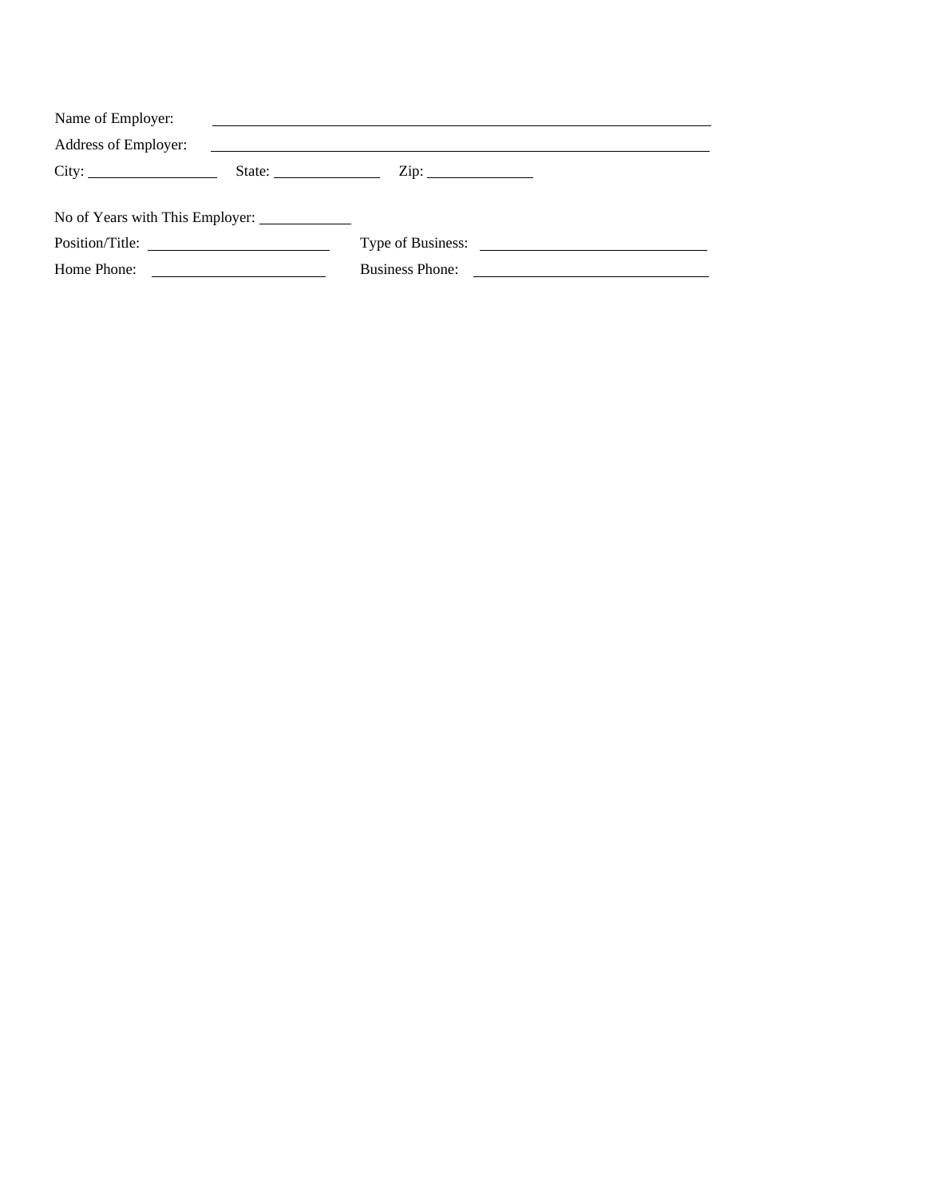Name of Employer: ______________________________________________

Address of Employer: ______________________________________________

City: ______________ State: ______________ Zip: ______________

No of Years with This Employer: ____________

Position/Title: ______________________ Type of Business: ______________________

Home Phone: ______________________ Business Phone: ______________________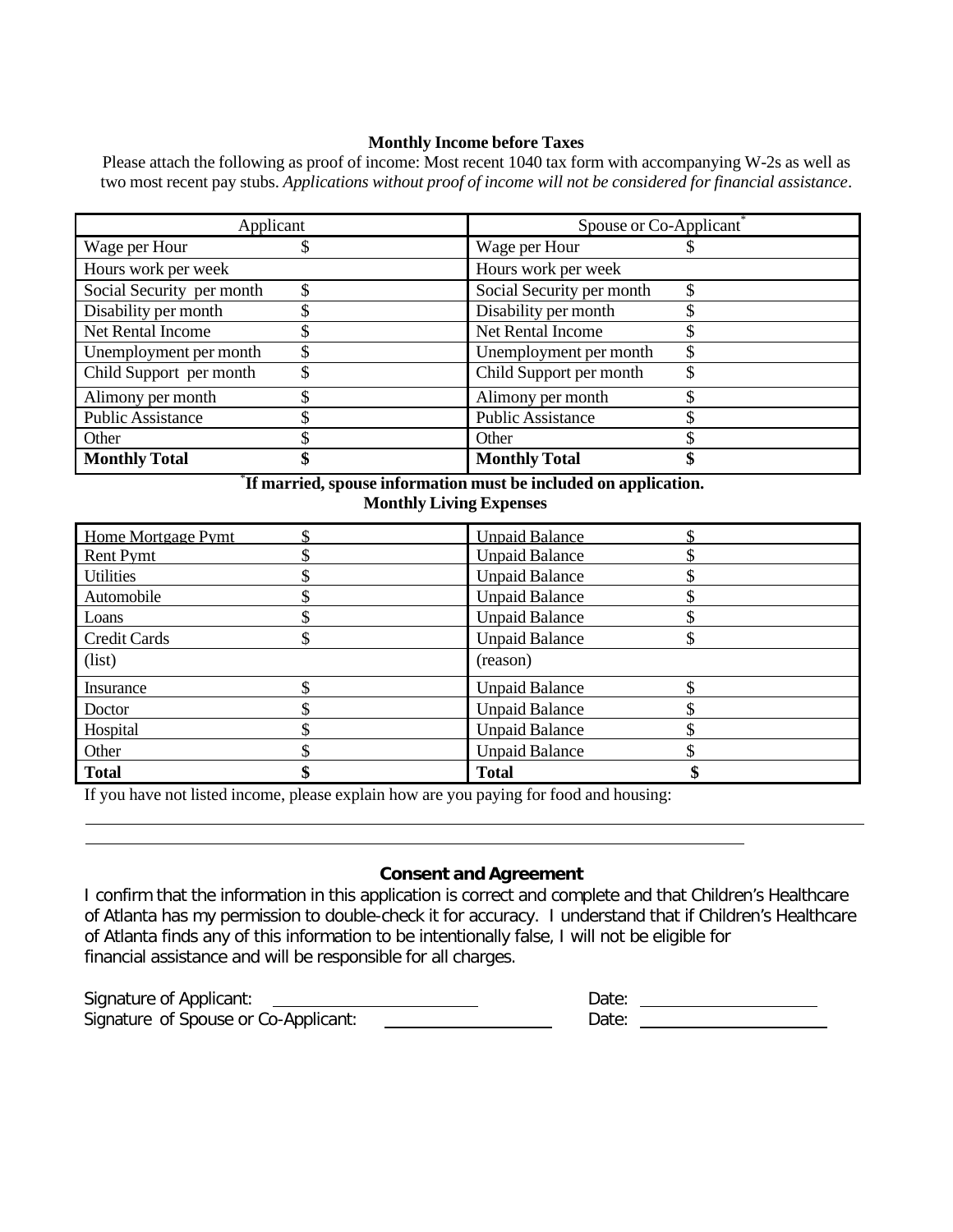**Monthly Income before Taxes**

Please attach the following as proof of income: Most recent 1040 tax form with accompanying W-2s as well as two most recent pay stubs. *Applications without proof of income will not be considered for financial assistance*.

| Applicant | | Spouse or Co-Applicant* | |
|---|---|---|---|
| Wage per Hour | $ | Wage per Hour | $ |
| Hours work per week | | Hours work per week | |
| Social Security per month | $ | Social Security per month | $ |
| Disability per month | $ | Disability per month | $ |
| Net Rental Income | $ | Net Rental Income | $ |
| Unemployment per month | $ | Unemployment per month | $ |
| Child Support per month | $ | Child Support per month | $ |
| Alimony per month | $ | Alimony per month | $ |
| Public Assistance | $ | Public Assistance | $ |
| Other | $ | Other | $ |
| **Monthly Total** | **$** | **Monthly Total** | **$** |

**\*If married, spouse information must be included on application.**

**Monthly Living Expenses**

| | | | |
|---|---|---|---|
| Home Mortgage Pymt | $ | Unpaid Balance | $ |
| Rent Pymt | $ | Unpaid Balance | $ |
| Utilities | $ | Unpaid Balance | $ |
| Automobile | $ | Unpaid Balance | $ |
| Loans | $ | Unpaid Balance | $ |
| Credit Cards | $ | Unpaid Balance | $ |
| (list) | | (reason) | |
| Insurance | $ | Unpaid Balance | $ |
| Doctor | $ | Unpaid Balance | $ |
| Hospital | $ | Unpaid Balance | $ |
| Other | $ | Unpaid Balance | $ |
| **Total** | **$** | **Total** | **$** |

If you have not listed income, please explain how are you paying for food and housing:

______________________________________________________________________________

______________________________________________________________________________

**Consent and Agreement**

I confirm that the information in this application is correct and complete and that Children's Healthcare of Atlanta has my permission to double-check it for accuracy. I understand that if Children's Healthcare of Atlanta finds any of this information to be intentionally false, I will not be eligible for financial assistance and will be responsible for all charges.

Signature of Applicant: ______________________ Date: ____________________

Signature of Spouse or Co-Applicant: ____________________ Date: ____________________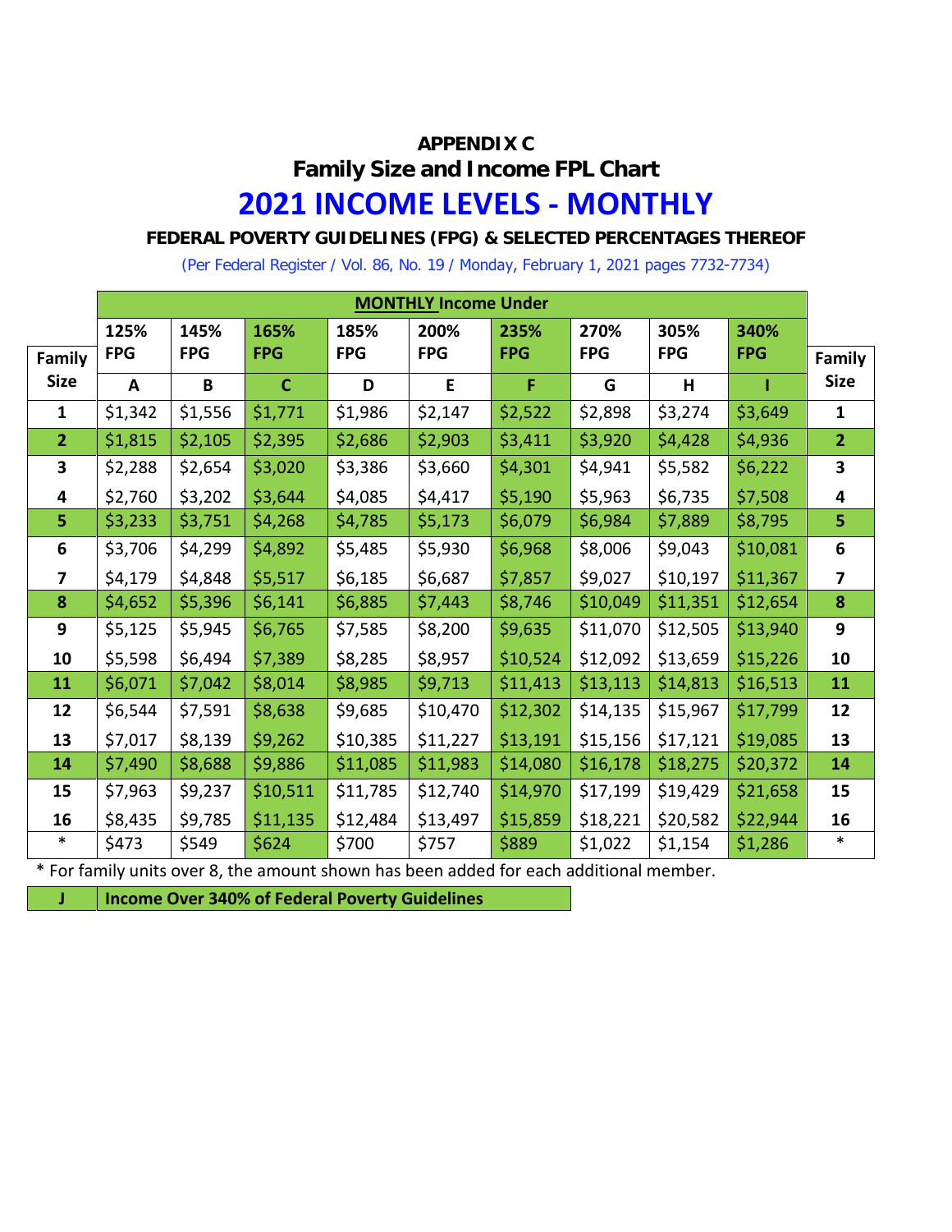# APPENDIX C

## Family Size and Income FPL Chart

# 2021 INCOME LEVELS - MONTHLY

### FEDERAL POVERTY GUIDELINES (FPG) & SELECTED PERCENTAGES THEREOF

(Per Federal Register / Vol. 86, No. 19 / Monday, February 1, 2021 pages 7732-7734)

| Family Size | MONTHLY Income Under | | | | | | | | | Family Size |
|---|---|---|---|---|---|---|---|---|---|---|
| | 125% FPG | 145% FPG | 165% FPG | 185% FPG | 200% FPG | 235% FPG | 270% FPG | 305% FPG | 340% FPG | |
| | A | B | C | D | E | F | G | H | I | |
| 1 | $1,342 | $1,556 | $1,771 | $1,986 | $2,147 | $2,522 | $2,898 | $3,274 | $3,649 | 1 |
| 2 | $1,815 | $2,105 | $2,395 | $2,686 | $2,903 | $3,411 | $3,920 | $4,428 | $4,936 | 2 |
| 3 | $2,288 | $2,654 | $3,020 | $3,386 | $3,660 | $4,301 | $4,941 | $5,582 | $6,222 | 3 |
| 4 | $2,760 | $3,202 | $3,644 | $4,085 | $4,417 | $5,190 | $5,963 | $6,735 | $7,508 | 4 |
| 5 | $3,233 | $3,751 | $4,268 | $4,785 | $5,173 | $6,079 | $6,984 | $7,889 | $8,795 | 5 |
| 6 | $3,706 | $4,299 | $4,892 | $5,485 | $5,930 | $6,968 | $8,006 | $9,043 | $10,081 | 6 |
| 7 | $4,179 | $4,848 | $5,517 | $6,185 | $6,687 | $7,857 | $9,027 | $10,197 | $11,367 | 7 |
| 8 | $4,652 | $5,396 | $6,141 | $6,885 | $7,443 | $8,746 | $10,049 | $11,351 | $12,654 | 8 |
| 9 | $5,125 | $5,945 | $6,765 | $7,585 | $8,200 | $9,635 | $11,070 | $12,505 | $13,940 | 9 |
| 10 | $5,598 | $6,494 | $7,389 | $8,285 | $8,957 | $10,524 | $12,092 | $13,659 | $15,226 | 10 |
| 11 | $6,071 | $7,042 | $8,014 | $8,985 | $9,713 | $11,413 | $13,113 | $14,813 | $16,513 | 11 |
| 12 | $6,544 | $7,591 | $8,638 | $9,685 | $10,470 | $12,302 | $14,135 | $15,967 | $17,799 | 12 |
| 13 | $7,017 | $8,139 | $9,262 | $10,385 | $11,227 | $13,191 | $15,156 | $17,121 | $19,085 | 13 |
| 14 | $7,490 | $8,688 | $9,886 | $11,085 | $11,983 | $14,080 | $16,178 | $18,275 | $20,372 | 14 |
| 15 | $7,963 | $9,237 | $10,511 | $11,785 | $12,740 | $14,970 | $17,199 | $19,429 | $21,658 | 15 |
| 16 | $8,435 | $9,785 | $11,135 | $12,484 | $13,497 | $15,859 | $18,221 | $20,582 | $22,944 | 16 |
| * | $473 | $549 | $624 | $700 | $757 | $889 | $1,022 | $1,154 | $1,286 | * |

* For family units over 8, the amount shown has been added for each additional member.

| | |
|---|---|
| J | Income Over 340% of Federal Poverty Guidelines |